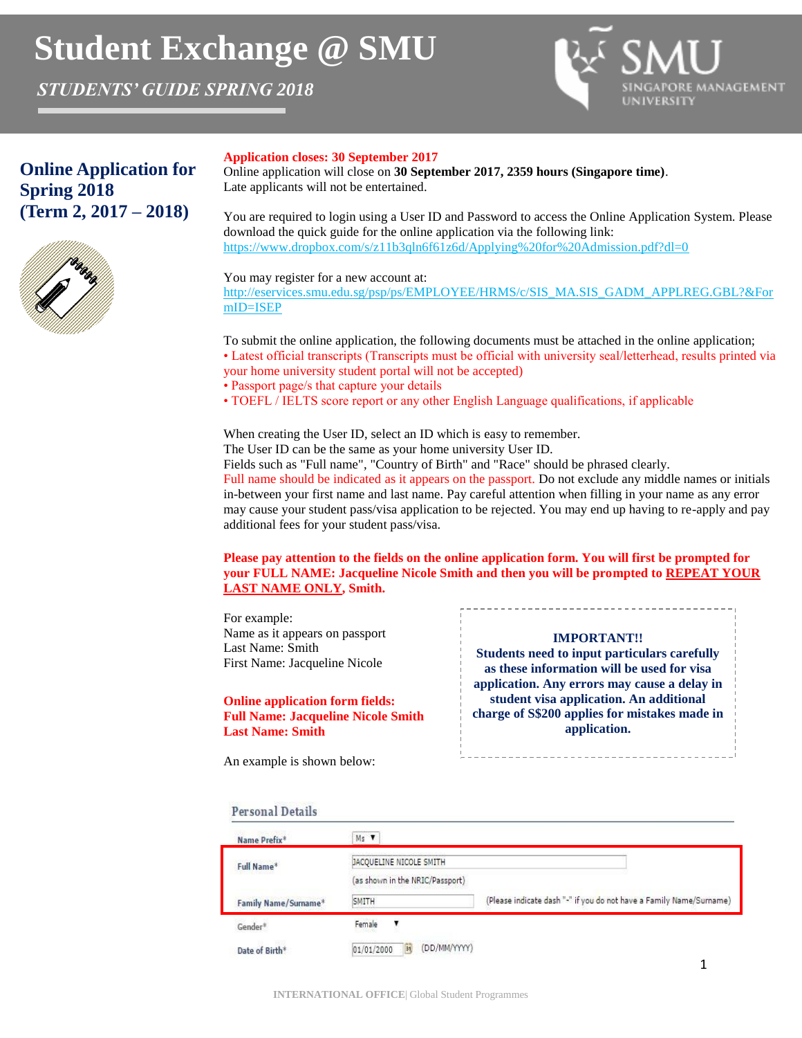# Student Exchange @ SMU

*STUDENTS' GUIDE SPRING 2018*

## Online Application for Spring 2018 (Term 2, 2017 – 2018)

**Application closes: 30 September 2017**

Online application will close on **30 September 2017, 2359 hours (Singapore time)**. Late applicants will not be entertained.

You are required to login using a User ID and Password to access the Online Application System. Please download the quick guide for the online application via the following link:
https://www.dropbox.com/s/z11b3qln6f61z6d/Applying%20for%20Admission.pdf?dl=0

You may register for a new account at:
http://eservices.smu.edu.sg/psp/ps/EMPLOYEE/HRMS/c/SIS_MA.SIS_GADM_APPLREG.GBL?&FormID=ISEP

To submit the online application, the following documents must be attached in the online application;

- Latest official transcripts (Transcripts must be official with university seal/letterhead, results printed via your home university student portal will not be accepted)
- Passport page/s that capture your details
- TOEFL / IELTS score report or any other English Language qualifications, if applicable

When creating the User ID, select an ID which is easy to remember.
The User ID can be the same as your home university User ID.
Fields such as "Full name", "Country of Birth" and "Race" should be phrased clearly.
Full name should be indicated as it appears on the passport. Do not exclude any middle names or initials in-between your first name and last name. Pay careful attention when filling in your name as any error may cause your student pass/visa application to be rejected. You may end up having to re-apply and pay additional fees for your student pass/visa.

**Please pay attention to the fields on the online application form. You will first be prompted for your FULL NAME: Jacqueline Nicole Smith and then you will be prompted to REPEAT YOUR LAST NAME ONLY, Smith.**

For example:
Name as it appears on passport
Last Name: Smith
First Name: Jacqueline Nicole

**Online application form fields:**
**Full Name: Jacqueline Nicole Smith**
**Last Name: Smith**

> **IMPORTANT!!**
> **Students need to input particulars carefully as these information will be used for visa application. Any errors may cause a delay in student visa application. An additional charge of S$200 applies for mistakes made in application.**

An example is shown below:

**Personal Details**

| Field | Value |
|---|---|
| Name Prefix* | Ms |
| Full Name* | JACQUELINE NICOLE SMITH (as shown in the NRIC/Passport) |
| Family Name/Surname* | SMITH (Please indicate dash "-" if you do not have a Family Name/Surname) |
| Gender* | Female |
| Date of Birth* | 01/01/2000 (DD/MM/YYYY) |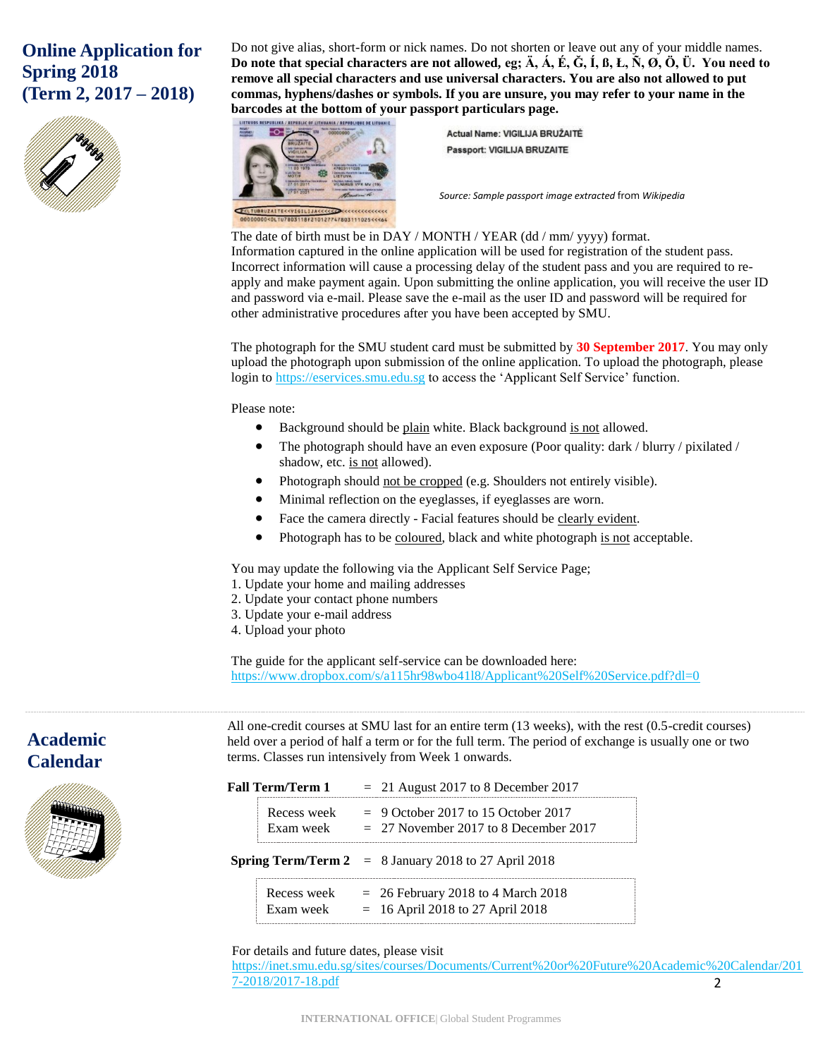## Online Application for Spring 2018 (Term 2, 2017 – 2018)

Do not give alias, short-form or nick names. Do not shorten or leave out any of your middle names. **Do note that special characters are not allowed, eg; Ä, Á, É, Ğ, Í, ß, Ł, Ñ, Ø, Ö, Ü. You need to remove all special characters and use universal characters. You are also not allowed to put commas, hyphens/dashes or symbols. If you are unsure, you may refer to your name in the barcodes at the bottom of your passport particulars page.**

Actual Name: VIGILIJA BRUŽAITĖ

Passport: VIGILIJA BRUZAITE

*Source: Sample passport image extracted* from *Wikipedia*

The date of birth must be in DAY / MONTH / YEAR (dd / mm/ yyyy) format.
Information captured in the online application will be used for registration of the student pass. Incorrect information will cause a processing delay of the student pass and you are required to re-apply and make payment again. Upon submitting the online application, you will receive the user ID and password via e-mail. Please save the e-mail as the user ID and password will be required for other administrative procedures after you have been accepted by SMU.

The photograph for the SMU student card must be submitted by **30 September 2017**. You may only upload the photograph upon submission of the online application. To upload the photograph, please login to https://eservices.smu.edu.sg to access the 'Applicant Self Service' function.

Please note:

- Background should be plain white. Black background is not allowed.
- The photograph should have an even exposure (Poor quality: dark / blurry / pixilated / shadow, etc. is not allowed).
- Photograph should not be cropped (e.g. Shoulders not entirely visible).
- Minimal reflection on the eyeglasses, if eyeglasses are worn.
- Face the camera directly - Facial features should be clearly evident.
- Photograph has to be coloured, black and white photograph is not acceptable.

You may update the following via the Applicant Self Service Page;

1. Update your home and mailing addresses
2. Update your contact phone numbers
3. Update your e-mail address
4. Upload your photo

The guide for the applicant self-service can be downloaded here:
https://www.dropbox.com/s/a115hr98wbo41l8/Applicant%20Self%20Service.pdf?dl=0

## Academic Calendar

All one-credit courses at SMU last for an entire term (13 weeks), with the rest (0.5-credit courses) held over a period of half a term or for the full term. The period of exchange is usually one or two terms. Classes run intensively from Week 1 onwards.

| | |
|---|---|
| **Fall Term/Term 1** | = 21 August 2017 to 8 December 2017 |
| Recess week | = 9 October 2017 to 15 October 2017 |
| Exam week | = 27 November 2017 to 8 December 2017 |
| **Spring Term/Term 2** | = 8 January 2018 to 27 April 2018 |
| Recess week | = 26 February 2018 to 4 March 2018 |
| Exam week | = 16 April 2018 to 27 April 2018 |

For details and future dates, please visit
https://inet.smu.edu.sg/sites/courses/Documents/Current%20or%20Future%20Academic%20Calendar/2017-2018/2017-18.pdf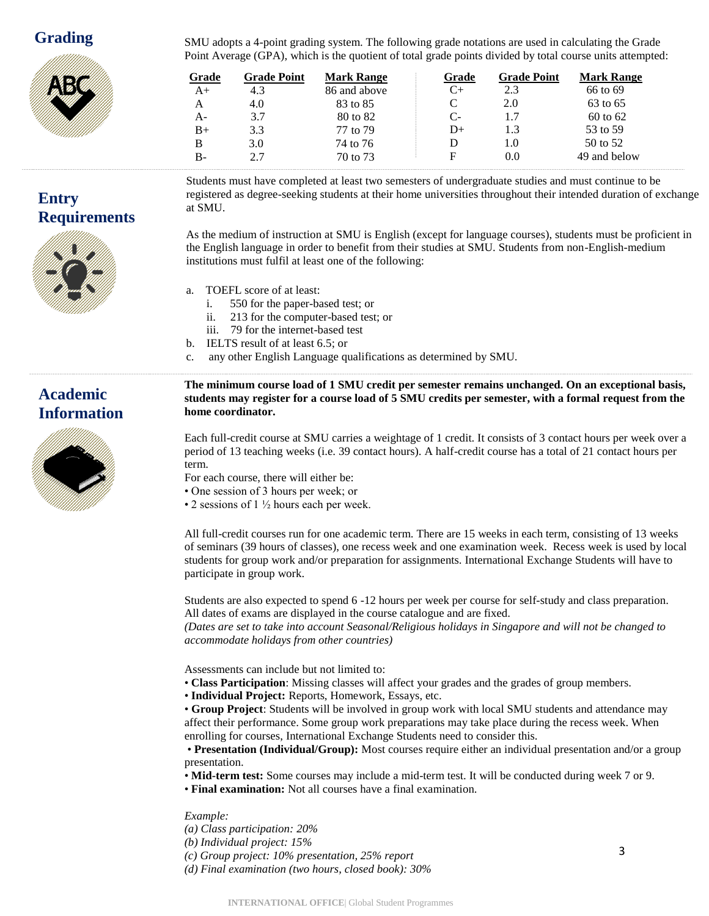## Grading

SMU adopts a 4-point grading system. The following grade notations are used in calculating the Grade Point Average (GPA), which is the quotient of total grade points divided by total course units attempted:

| Grade | Grade Point | Mark Range | Grade | Grade Point | Mark Range |
|---|---|---|---|---|---|
| A+ | 4.3 | 86 and above | C+ | 2.3 | 66 to 69 |
| A | 4.0 | 83 to 85 | C | 2.0 | 63 to 65 |
| A- | 3.7 | 80 to 82 | C- | 1.7 | 60 to 62 |
| B+ | 3.3 | 77 to 79 | D+ | 1.3 | 53 to 59 |
| B | 3.0 | 74 to 76 | D | 1.0 | 50 to 52 |
| B- | 2.7 | 70 to 73 | F | 0.0 | 49 and below |

## Entry Requirements

Students must have completed at least two semesters of undergraduate studies and must continue to be registered as degree-seeking students at their home universities throughout their intended duration of exchange at SMU.

As the medium of instruction at SMU is English (except for language courses), students must be proficient in the English language in order to benefit from their studies at SMU. Students from non-English-medium institutions must fulfil at least one of the following:

a. TOEFL score of at least:
   i. 550 for the paper-based test; or
   ii. 213 for the computer-based test; or
   iii. 79 for the internet-based test
b. IELTS result of at least 6.5; or
c. any other English Language qualifications as determined by SMU.

## Academic Information

**The minimum course load of 1 SMU credit per semester remains unchanged. On an exceptional basis, students may register for a course load of 5 SMU credits per semester, with a formal request from the home coordinator.**

Each full-credit course at SMU carries a weightage of 1 credit. It consists of 3 contact hours per week over a period of 13 teaching weeks (i.e. 39 contact hours). A half-credit course has a total of 21 contact hours per term.
For each course, there will either be:
• One session of 3 hours per week; or
• 2 sessions of 1 ½ hours each per week.

All full-credit courses run for one academic term. There are 15 weeks in each term, consisting of 13 weeks of seminars (39 hours of classes), one recess week and one examination week. Recess week is used by local students for group work and/or preparation for assignments. International Exchange Students will have to participate in group work.

Students are also expected to spend 6 -12 hours per week per course for self-study and class preparation. All dates of exams are displayed in the course catalogue and are fixed.
*(Dates are set to take into account Seasonal/Religious holidays in Singapore and will not be changed to accommodate holidays from other countries)*

Assessments can include but not limited to:
• **Class Participation**: Missing classes will affect your grades and the grades of group members.
• **Individual Project:** Reports, Homework, Essays, etc.
• **Group Project**: Students will be involved in group work with local SMU students and attendance may affect their performance. Some group work preparations may take place during the recess week. When enrolling for courses, International Exchange Students need to consider this.
• **Presentation (Individual/Group):** Most courses require either an individual presentation and/or a group presentation.
• **Mid-term test:** Some courses may include a mid-term test. It will be conducted during week 7 or 9.
• **Final examination:** Not all courses have a final examination.

*Example:*
*(a) Class participation: 20%*
*(b) Individual project: 15%*
*(c) Group project: 10% presentation, 25% report*
*(d) Final examination (two hours, closed book): 30%*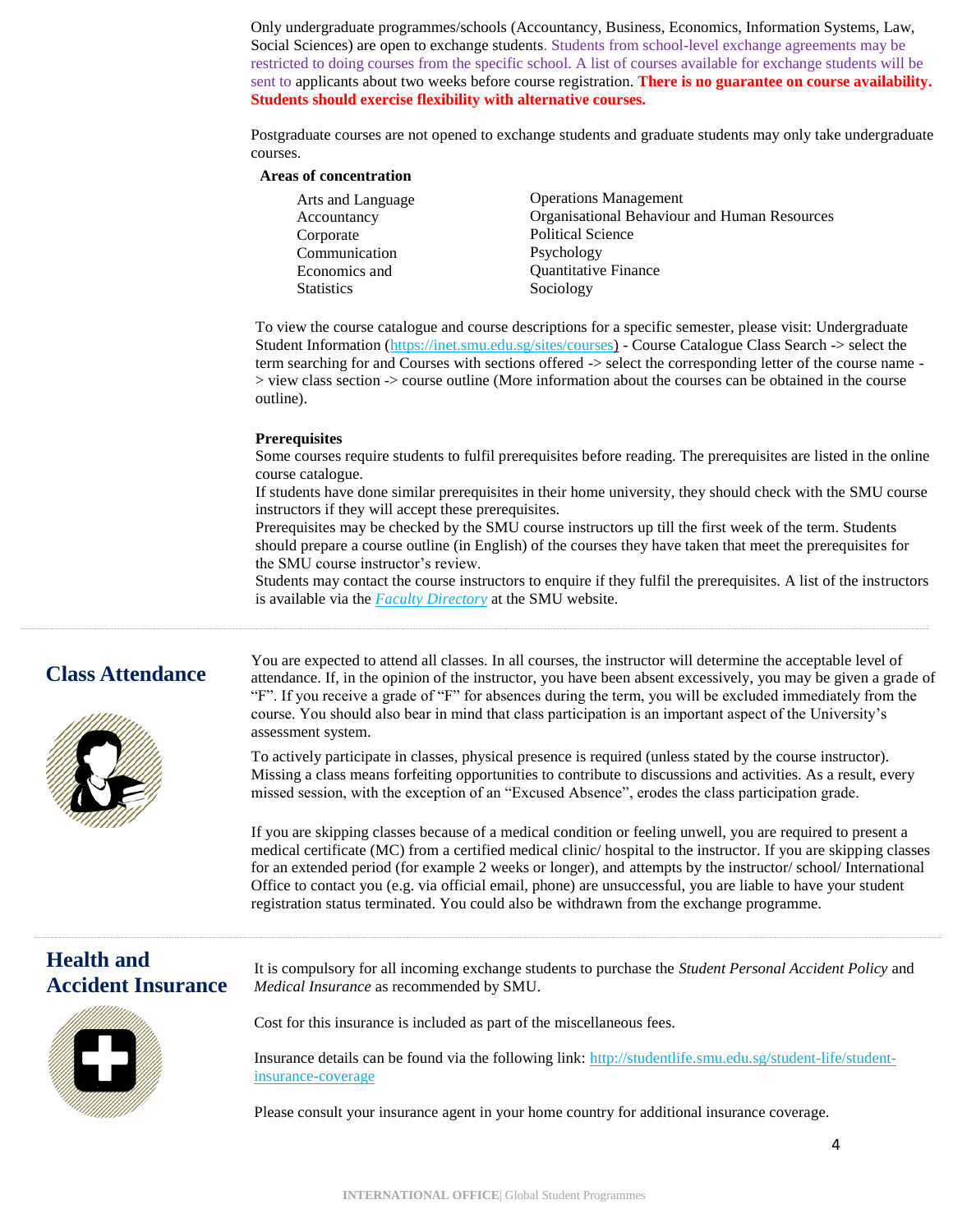Only undergraduate programmes/schools (Accountancy, Business, Economics, Information Systems, Law, Social Sciences) are open to exchange students. Students from school-level exchange agreements may be restricted to doing courses from the specific school. A list of courses available for exchange students will be sent to applicants about two weeks before course registration. **There is no guarantee on course availability. Students should exercise flexibility with alternative courses.**

Postgraduate courses are not opened to exchange students and graduate students may only take undergraduate courses.

**Areas of concentration**

| | |
|---|---|
| Arts and Language | Operations Management |
| Accountancy | Organisational Behaviour and Human Resources |
| Corporate Communication | Political Science |
| Economics and Statistics | Psychology |
| | Quantitative Finance |
| | Sociology |

To view the course catalogue and course descriptions for a specific semester, please visit: Undergraduate Student Information (https://inet.smu.edu.sg/sites/courses) - Course Catalogue Class Search -> select the term searching for and Courses with sections offered -> select the corresponding letter of the course name -> view class section -> course outline (More information about the courses can be obtained in the course outline).

**Prerequisites**

Some courses require students to fulfil prerequisites before reading. The prerequisites are listed in the online course catalogue.

If students have done similar prerequisites in their home university, they should check with the SMU course instructors if they will accept these prerequisites.

Prerequisites may be checked by the SMU course instructors up till the first week of the term. Students should prepare a course outline (in English) of the courses they have taken that meet the prerequisites for the SMU course instructor's review.

Students may contact the course instructors to enquire if they fulfil the prerequisites. A list of the instructors is available via the *Faculty Directory* at the SMU website.

## Class Attendance

You are expected to attend all classes. In all courses, the instructor will determine the acceptable level of attendance. If, in the opinion of the instructor, you have been absent excessively, you may be given a grade of "F". If you receive a grade of "F" for absences during the term, you will be excluded immediately from the course. You should also bear in mind that class participation is an important aspect of the University's assessment system.

To actively participate in classes, physical presence is required (unless stated by the course instructor). Missing a class means forfeiting opportunities to contribute to discussions and activities. As a result, every missed session, with the exception of an "Excused Absence", erodes the class participation grade.

If you are skipping classes because of a medical condition or feeling unwell, you are required to present a medical certificate (MC) from a certified medical clinic/ hospital to the instructor. If you are skipping classes for an extended period (for example 2 weeks or longer), and attempts by the instructor/ school/ International Office to contact you (e.g. via official email, phone) are unsuccessful, you are liable to have your student registration status terminated. You could also be withdrawn from the exchange programme.

## Health and Accident Insurance

It is compulsory for all incoming exchange students to purchase the *Student Personal Accident Policy* and *Medical Insurance* as recommended by SMU.

Cost for this insurance is included as part of the miscellaneous fees.

Insurance details can be found via the following link: http://studentlife.smu.edu.sg/student-life/student-insurance-coverage

Please consult your insurance agent in your home country for additional insurance coverage.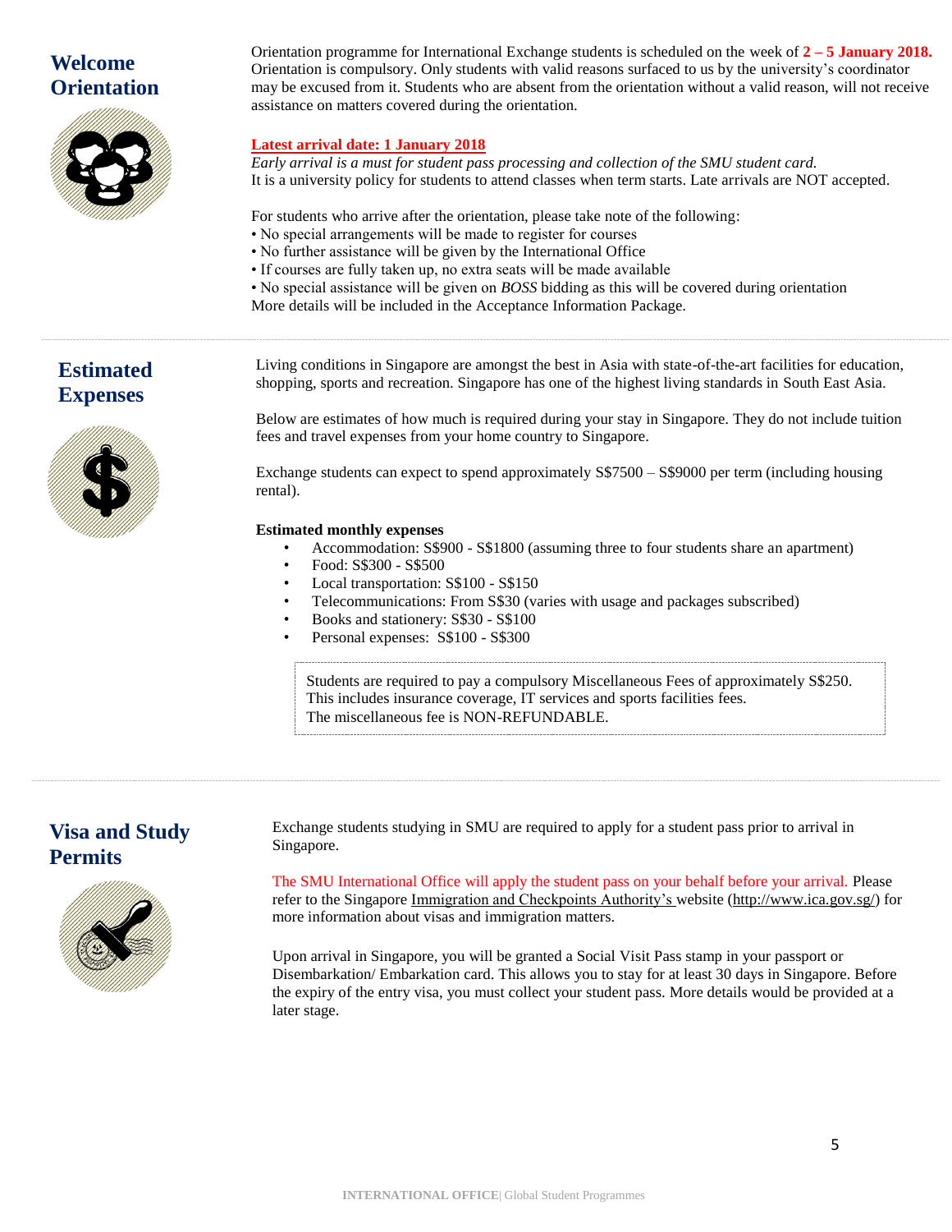## Welcome Orientation

Orientation programme for International Exchange students is scheduled on the week of **2 – 5 January 2018.** Orientation is compulsory. Only students with valid reasons surfaced to us by the university's coordinator may be excused from it. Students who are absent from the orientation without a valid reason, will not receive assistance on matters covered during the orientation.

**Latest arrival date: 1 January 2018**

*Early arrival is a must for student pass processing and collection of the SMU student card.*
It is a university policy for students to attend classes when term starts. Late arrivals are NOT accepted.

For students who arrive after the orientation, please take note of the following:

- No special arrangements will be made to register for courses
- No further assistance will be given by the International Office
- If courses are fully taken up, no extra seats will be made available
- No special assistance will be given on *BOSS* bidding as this will be covered during orientation

More details will be included in the Acceptance Information Package.

## Estimated Expenses

Living conditions in Singapore are amongst the best in Asia with state-of-the-art facilities for education, shopping, sports and recreation. Singapore has one of the highest living standards in South East Asia.

Below are estimates of how much is required during your stay in Singapore. They do not include tuition fees and travel expenses from your home country to Singapore.

Exchange students can expect to spend approximately S$7500 – S$9000 per term (including housing rental).

**Estimated monthly expenses**

- Accommodation: S$900 - S$1800 (assuming three to four students share an apartment)
- Food: S$300 - S$500
- Local transportation: S$100 - S$150
- Telecommunications: From S$30 (varies with usage and packages subscribed)
- Books and stationery: S$30 - S$100
- Personal expenses: S$100 - S$300

> Students are required to pay a compulsory Miscellaneous Fees of approximately S$250.
> This includes insurance coverage, IT services and sports facilities fees.
> The miscellaneous fee is NON-REFUNDABLE.

## Visa and Study Permits

Exchange students studying in SMU are required to apply for a student pass prior to arrival in Singapore.

The SMU International Office will apply the student pass on your behalf before your arrival. Please refer to the Singapore Immigration and Checkpoints Authority's website (http://www.ica.gov.sg/) for more information about visas and immigration matters.

Upon arrival in Singapore, you will be granted a Social Visit Pass stamp in your passport or Disembarkation/ Embarkation card. This allows you to stay for at least 30 days in Singapore. Before the expiry of the entry visa, you must collect your student pass. More details would be provided at a later stage.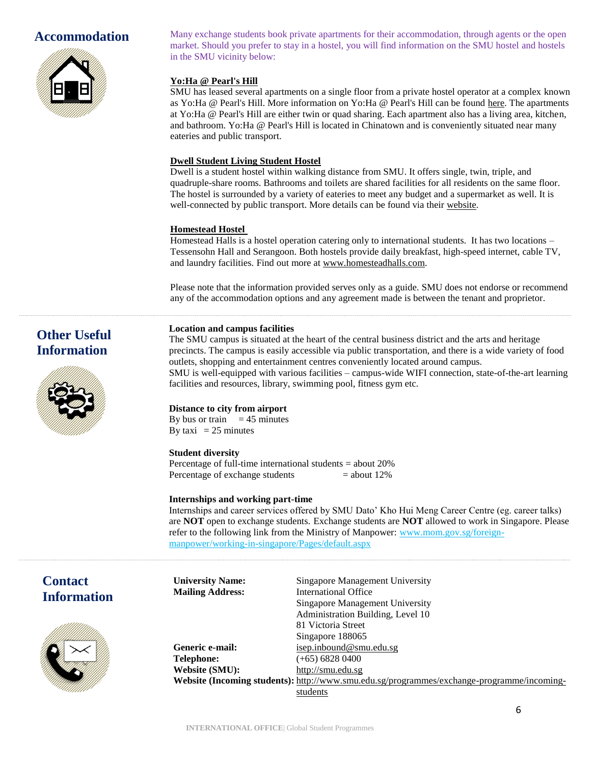## Accommodation

Many exchange students book private apartments for their accommodation, through agents or the open market. Should you prefer to stay in a hostel, you will find information on the SMU hostel and hostels in the SMU vicinity below:

**Yo:Ha @ Pearl's Hill**

SMU has leased several apartments on a single floor from a private hostel operator at a complex known as Yo:Ha @ Pearl's Hill. More information on Yo:Ha @ Pearl's Hill can be found here. The apartments at Yo:Ha @ Pearl's Hill are either twin or quad sharing. Each apartment also has a living area, kitchen, and bathroom. Yo:Ha @ Pearl's Hill is located in Chinatown and is conveniently situated near many eateries and public transport.

**Dwell Student Living Student Hostel**

Dwell is a student hostel within walking distance from SMU. It offers single, twin, triple, and quadruple-share rooms. Bathrooms and toilets are shared facilities for all residents on the same floor. The hostel is surrounded by a variety of eateries to meet any budget and a supermarket as well. It is well-connected by public transport. More details can be found via their website.

**Homestead Hostel**

Homestead Halls is a hostel operation catering only to international students. It has two locations – Tessensohn Hall and Serangoon. Both hostels provide daily breakfast, high-speed internet, cable TV, and laundry facilities. Find out more at www.homesteadhalls.com.

Please note that the information provided serves only as a guide. SMU does not endorse or recommend any of the accommodation options and any agreement made is between the tenant and proprietor.

## Other Useful Information

**Location and campus facilities**

The SMU campus is situated at the heart of the central business district and the arts and heritage precincts. The campus is easily accessible via public transportation, and there is a wide variety of food outlets, shopping and entertainment centres conveniently located around campus.

SMU is well-equipped with various facilities – campus-wide WIFI connection, state-of-the-art learning facilities and resources, library, swimming pool, fitness gym etc.

**Distance to city from airport**

By bus or train = 45 minutes
By taxi = 25 minutes

**Student diversity**

Percentage of full-time international students = about 20%
Percentage of exchange students = about 12%

**Internships and working part-time**

Internships and career services offered by SMU Dato' Kho Hui Meng Career Centre (eg. career talks) are **NOT** open to exchange students. Exchange students are **NOT** allowed to work in Singapore. Please refer to the following link from the Ministry of Manpower: www.mom.gov.sg/foreign-manpower/working-in-singapore/Pages/default.aspx

## Contact Information

**University Name:** Singapore Management University

**Mailing Address:**
International Office
Singapore Management University
Administration Building, Level 10
81 Victoria Street
Singapore 188065

**Generic e-mail:** isep.inbound@smu.edu.sg

**Telephone:** (+65) 6828 0400

**Website (SMU):** http://smu.edu.sg

**Website (Incoming students):** http://www.smu.edu.sg/programmes/exchange-programme/incoming-students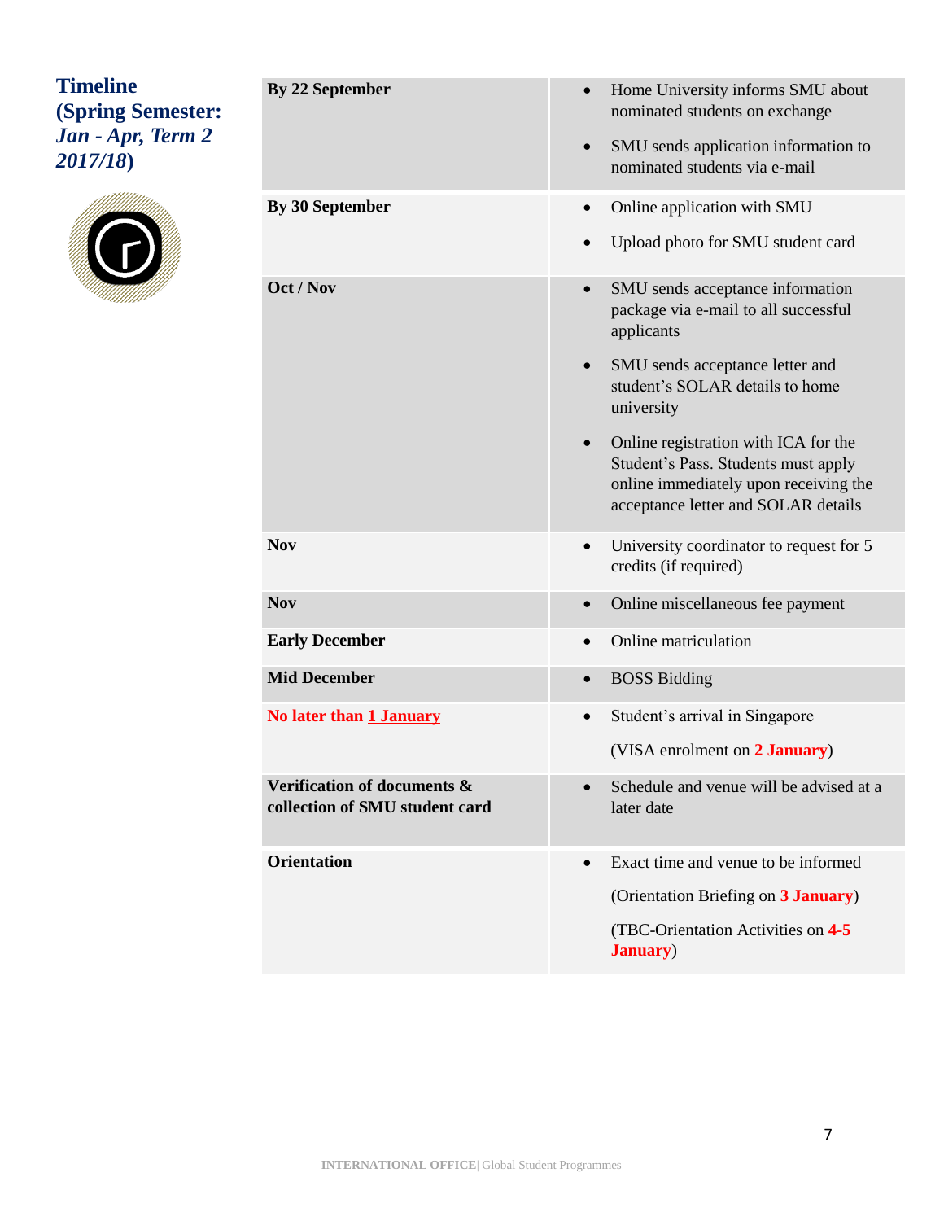## Timeline (Spring Semester: *Jan - Apr, Term 2 2017/18*)

| | |
|---|---|
| **By 22 September** | • Home University informs SMU about nominated students on exchange<br>• SMU sends application information to nominated students via e-mail |
| **By 30 September** | • Online application with SMU<br>• Upload photo for SMU student card |
| **Oct / Nov** | • SMU sends acceptance information package via e-mail to all successful applicants<br>• SMU sends acceptance letter and student's SOLAR details to home university<br>• Online registration with ICA for the Student's Pass. Students must apply online immediately upon receiving the acceptance letter and SOLAR details |
| **Nov** | • University coordinator to request for 5 credits (if required) |
| **Nov** | • Online miscellaneous fee payment |
| **Early December** | • Online matriculation |
| **Mid December** | • BOSS Bidding |
| **No later than 1 January** | • Student's arrival in Singapore<br>(VISA enrolment on **2 January**) |
| **Verification of documents & collection of SMU student card** | • Schedule and venue will be advised at a later date |
| **Orientation** | • Exact time and venue to be informed<br>(Orientation Briefing on **3 January**)<br>(TBC-Orientation Activities on **4-5 January**) |

**INTERNATIONAL OFFICE**| Global Student Programmes